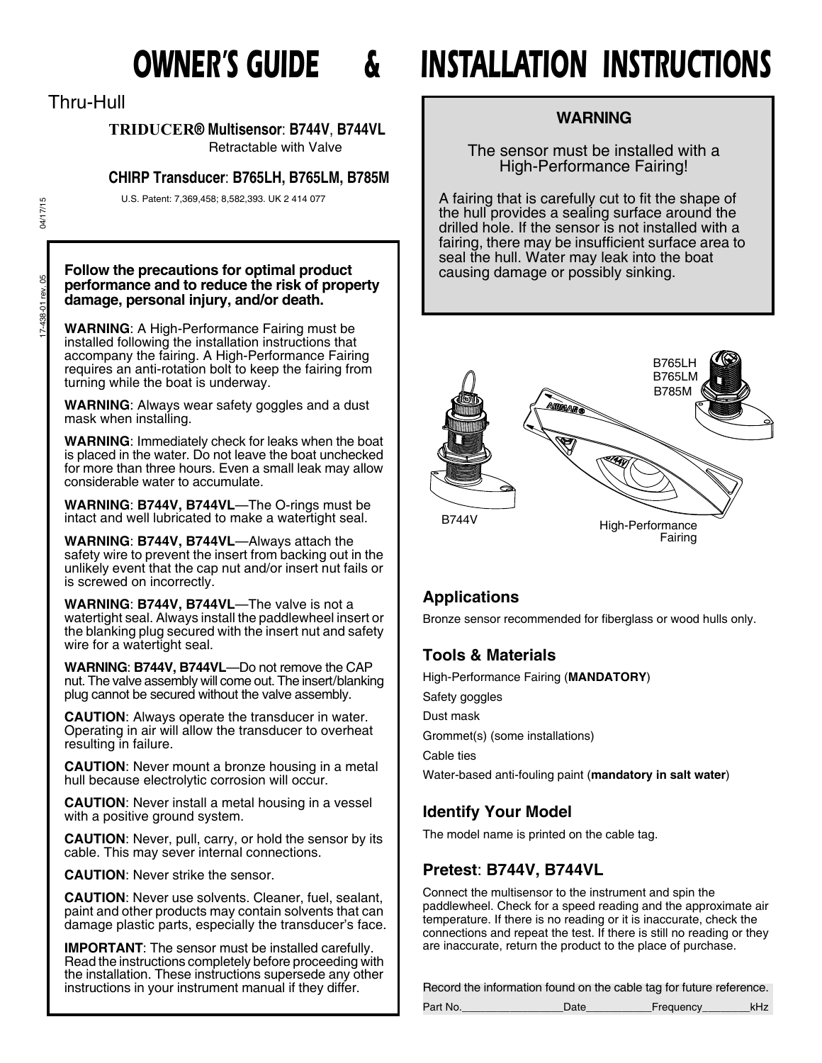# OWNER'S GUIDE & INSTALLATION INSTRUCTIONS

Thru-Hull

**TRIDUCER® Multisensor: B744V, B744VL**
Retractable with Valve

**CHIRP Transducer: B765LH, B765LM, B785M**

U.S. Patent: 7,369,458; 8,582,393. UK 2 414 077

**Follow the precautions for optimal product performance and to reduce the risk of property damage, personal injury, and/or death.**

**WARNING**: A High-Performance Fairing must be installed following the installation instructions that accompany the fairing. A High-Performance Fairing requires an anti-rotation bolt to keep the fairing from turning while the boat is underway.

**WARNING**: Always wear safety goggles and a dust mask when installing.

**WARNING**: Immediately check for leaks when the boat is placed in the water. Do not leave the boat unchecked for more than three hours. Even a small leak may allow considerable water to accumulate.

**WARNING**: **B744V, B744VL**—The O-rings must be intact and well lubricated to make a watertight seal.

**WARNING**: **B744V, B744VL**—Always attach the safety wire to prevent the insert from backing out in the unlikely event that the cap nut and/or insert nut fails or is screwed on incorrectly.

**WARNING**: **B744V, B744VL**—The valve is not a watertight seal. Always install the paddlewheel insert or the blanking plug secured with the insert nut and safety wire for a watertight seal.

**WARNING**: **B744V, B744VL**—Do not remove the CAP nut. The valve assembly will come out. The insert/blanking plug cannot be secured without the valve assembly.

**CAUTION**: Always operate the transducer in water. Operating in air will allow the transducer to overheat resulting in failure.

**CAUTION**: Never mount a bronze housing in a metal hull because electrolytic corrosion will occur.

**CAUTION**: Never install a metal housing in a vessel with a positive ground system.

**CAUTION**: Never, pull, carry, or hold the sensor by its cable. This may sever internal connections.

**CAUTION**: Never strike the sensor.

**CAUTION**: Never use solvents. Cleaner, fuel, sealant, paint and other products may contain solvents that can damage plastic parts, especially the transducer's face.

**IMPORTANT**: The sensor must be installed carefully. Read the instructions completely before proceeding with the installation. These instructions supersede any other instructions in your instrument manual if they differ.

**WARNING**

The sensor must be installed with a High-Performance Fairing!

A fairing that is carefully cut to fit the shape of the hull provides a sealing surface around the drilled hole. If the sensor is not installed with a fairing, there may be insufficient surface area to seal the hull. Water may leak into the boat causing damage or possibly sinking.

B765LH
B765LM
B785M
B744V
High-Performance Fairing

## Applications

Bronze sensor recommended for fiberglass or wood hulls only.

## Tools & Materials

High-Performance Fairing (**MANDATORY**)

Safety goggles

Dust mask

Grommet(s) (some installations)

Cable ties

Water-based anti-fouling paint (**mandatory in salt water**)

## Identify Your Model

The model name is printed on the cable tag.

## Pretest: B744V, B744VL

Connect the multisensor to the instrument and spin the paddlewheel. Check for a speed reading and the approximate air temperature. If there is no reading or it is inaccurate, check the connections and repeat the test. If there is still no reading or they are inaccurate, return the product to the place of purchase.

Record the information found on the cable tag for future reference.

Part No.________________Date__________Frequency________kHz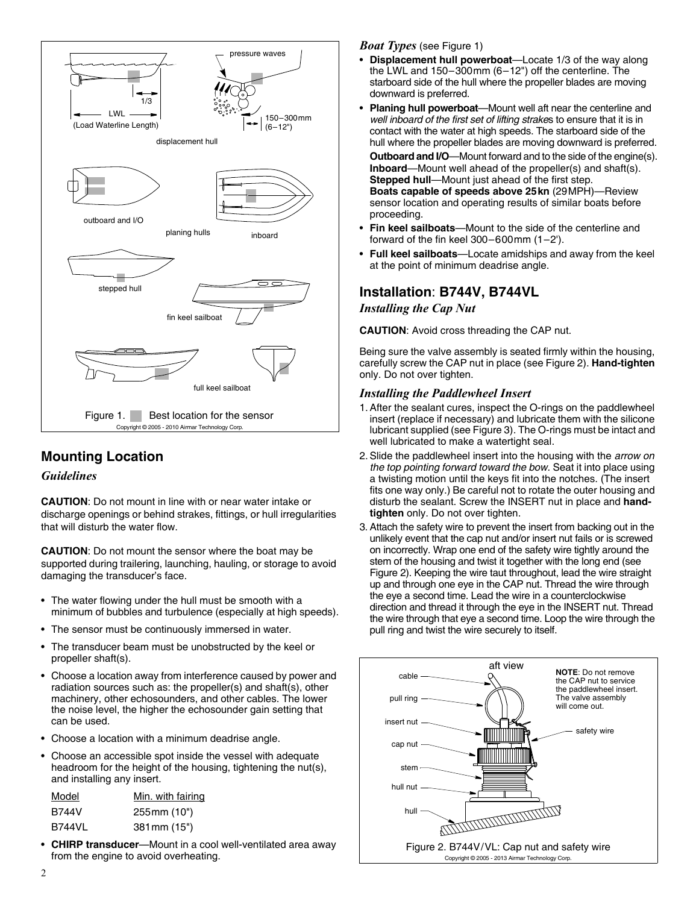Figure 1. Best location for the sensor

Copyright © 2005 - 2010 Airmar Technology Corp.

## Mounting Location

### Guidelines

**CAUTION**: Do not mount in line with or near water intake or discharge openings or behind strakes, fittings, or hull irregularities that will disturb the water flow.

**CAUTION**: Do not mount the sensor where the boat may be supported during trailering, launching, hauling, or storage to avoid damaging the transducer's face.

- The water flowing under the hull must be smooth with a minimum of bubbles and turbulence (especially at high speeds).
- The sensor must be continuously immersed in water.
- The transducer beam must be unobstructed by the keel or propeller shaft(s).
- Choose a location away from interference caused by power and radiation sources such as: the propeller(s) and shaft(s), other machinery, other echosounders, and other cables. The lower the noise level, the higher the echosounder gain setting that can be used.
- Choose a location with a minimum deadrise angle.
- Choose an accessible spot inside the vessel with adequate headroom for the height of the housing, tightening the nut(s), and installing any insert.

| Model | Min. with fairing |
|---|---|
| B744V | 255mm (10") |
| B744VL | 381mm (15") |

- **CHIRP transducer**—Mount in a cool well-ventilated area away from the engine to avoid overheating.

### Boat Types (see Figure 1)

- **Displacement hull powerboat**—Locate 1/3 of the way along the LWL and 150–300mm (6–12") off the centerline. The starboard side of the hull where the propeller blades are moving downward is preferred.
- **Planing hull powerboat**—Mount well aft near the centerline and *well inboard of the first set of lifting strake*s to ensure that it is in contact with the water at high speeds. The starboard side of the hull where the propeller blades are moving downward is preferred.
  **Outboard and I/O**—Mount forward and to the side of the engine(s).
  **Inboard**—Mount well ahead of the propeller(s) and shaft(s).
  **Stepped hull**—Mount just ahead of the first step.
  **Boats capable of speeds above 25kn** (29MPH)—Review sensor location and operating results of similar boats before proceeding.
- **Fin keel sailboats**—Mount to the side of the centerline and forward of the fin keel 300–600mm (1–2').
- **Full keel sailboats**—Locate amidships and away from the keel at the point of minimum deadrise angle.

## Installation: B744V, B744VL

### Installing the Cap Nut

**CAUTION**: Avoid cross threading the CAP nut.

Being sure the valve assembly is seated firmly within the housing, carefully screw the CAP nut in place (see Figure 2). **Hand-tighten** only. Do not over tighten.

### Installing the Paddlewheel Insert

1. After the sealant cures, inspect the O-rings on the paddlewheel insert (replace if necessary) and lubricate them with the silicone lubricant supplied (see Figure 3). The O-rings must be intact and well lubricated to make a watertight seal.
2. Slide the paddlewheel insert into the housing with the *arrow on the top pointing forward toward the bow*. Seat it into place using a twisting motion until the keys fit into the notches. (The insert fits one way only.) Be careful not to rotate the outer housing and disturb the sealant. Screw the INSERT nut in place and **hand-tighten** only. Do not over tighten.
3. Attach the safety wire to prevent the insert from backing out in the unlikely event that the cap nut and/or insert nut fails or is screwed on incorrectly. Wrap one end of the safety wire tightly around the stem of the housing and twist it together with the long end (see Figure 2). Keeping the wire taut throughout, lead the wire straight up and through one eye in the CAP nut. Thread the wire through the eye a second time. Lead the wire in a counterclockwise direction and thread it through the eye in the INSERT nut. Thread the wire through that eye a second time. Loop the wire through the pull ring and twist the wire securely to itself.

**NOTE**: Do not remove the CAP nut to service the paddlewheel insert. The valve assembly will come out.

Figure 2. B744V/VL: Cap nut and safety wire

Copyright © 2005 - 2013 Airmar Technology Corp.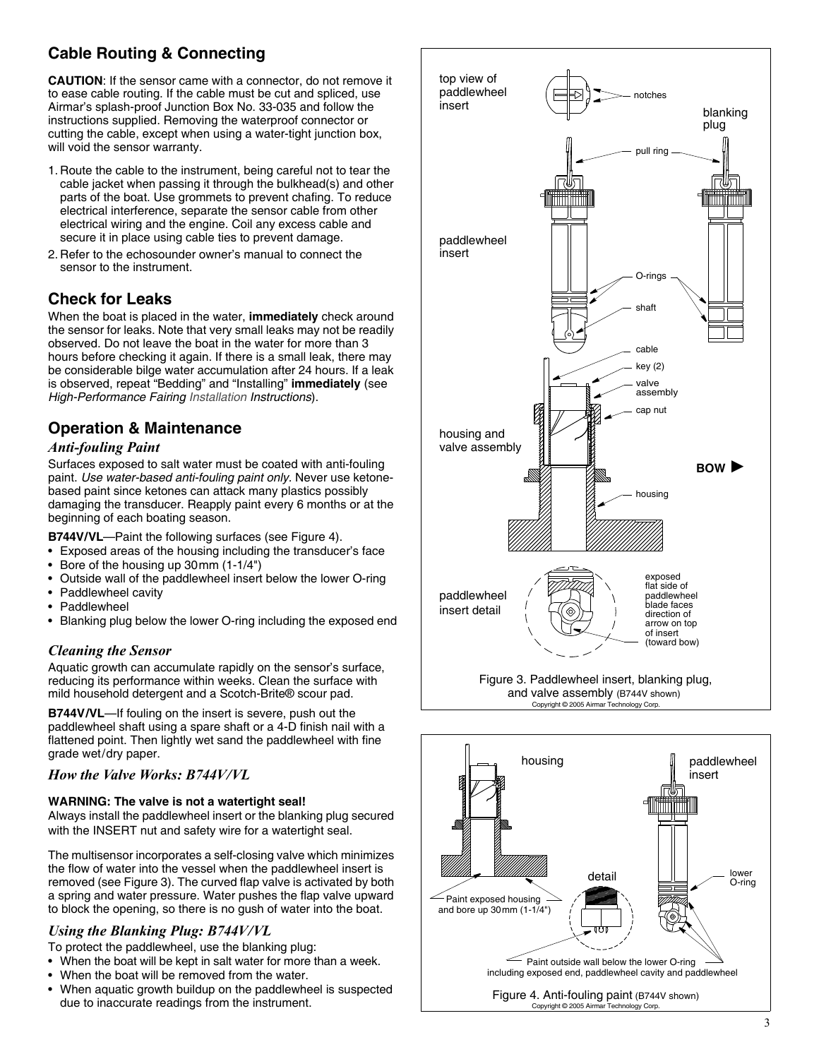## Cable Routing & Connecting

**CAUTION**: If the sensor came with a connector, do not remove it to ease cable routing. If the cable must be cut and spliced, use Airmar's splash-proof Junction Box No. 33-035 and follow the instructions supplied. Removing the waterproof connector or cutting the cable, except when using a water-tight junction box, will void the sensor warranty.

1. Route the cable to the instrument, being careful not to tear the cable jacket when passing it through the bulkhead(s) and other parts of the boat. Use grommets to prevent chafing. To reduce electrical interference, separate the sensor cable from other electrical wiring and the engine. Coil any excess cable and secure it in place using cable ties to prevent damage.
2. Refer to the echosounder owner's manual to connect the sensor to the instrument.

## Check for Leaks

When the boat is placed in the water, **immediately** check around the sensor for leaks. Note that very small leaks may not be readily observed. Do not leave the boat in the water for more than 3 hours before checking it again. If there is a small leak, there may be considerable bilge water accumulation after 24 hours. If a leak is observed, repeat "Bedding" and "Installing" **immediately** (see *High-Performance Fairing Installation Instructions*).

## Operation & Maintenance

### *Anti-fouling Paint*

Surfaces exposed to salt water must be coated with anti-fouling paint. *Use water-based anti-fouling paint only*. Never use ketone-based paint since ketones can attack many plastics possibly damaging the transducer. Reapply paint every 6 months or at the beginning of each boating season.

**B744V/VL**—Paint the following surfaces (see Figure 4).

- Exposed areas of the housing including the transducer's face
- Bore of the housing up 30mm (1-1/4")
- Outside wall of the paddlewheel insert below the lower O-ring
- Paddlewheel cavity
- Paddlewheel
- Blanking plug below the lower O-ring including the exposed end

### *Cleaning the Sensor*

Aquatic growth can accumulate rapidly on the sensor's surface, reducing its performance within weeks. Clean the surface with mild household detergent and a Scotch-Brite® scour pad.

**B744V/VL**—If fouling on the insert is severe, push out the paddlewheel shaft using a spare shaft or a 4-D finish nail with a flattened point. Then lightly wet sand the paddlewheel with fine grade wet/dry paper.

### *How the Valve Works: B744V/VL*

**WARNING: The valve is not a watertight seal!**
Always install the paddlewheel insert or the blanking plug secured with the INSERT nut and safety wire for a watertight seal.

The multisensor incorporates a self-closing valve which minimizes the flow of water into the vessel when the paddlewheel insert is removed (see Figure 3). The curved flap valve is activated by both a spring and water pressure. Water pushes the flap valve upward to block the opening, so there is no gush of water into the boat.

### *Using the Blanking Plug: B744V/VL*

To protect the paddlewheel, use the blanking plug:

- When the boat will be kept in salt water for more than a week.
- When the boat will be removed from the water.
- When aquatic growth buildup on the paddlewheel is suspected due to inaccurate readings from the instrument.

top view of paddlewheel insert — notches — blanking plug — pull ring — paddlewheel insert — O-rings — shaft — cable — key (2) — valve assembly — cap nut — housing and valve assembly — BOW ▶ — housing — paddlewheel insert detail — exposed flat side of paddlewheel blade faces direction of arrow on top of insert (toward bow)

Figure 3. Paddlewheel insert, blanking plug, and valve assembly (B744V shown)
Copyright © 2005 Airmar Technology Corp.

housing — paddlewheel insert — detail — lower O-ring — Paint exposed housing and bore up 30mm (1-1/4") — Paint outside wall below the lower O-ring including exposed end, paddlewheel cavity and paddlewheel

Figure 4. Anti-fouling paint (B744V shown)
Copyright © 2005 Airmar Technology Corp.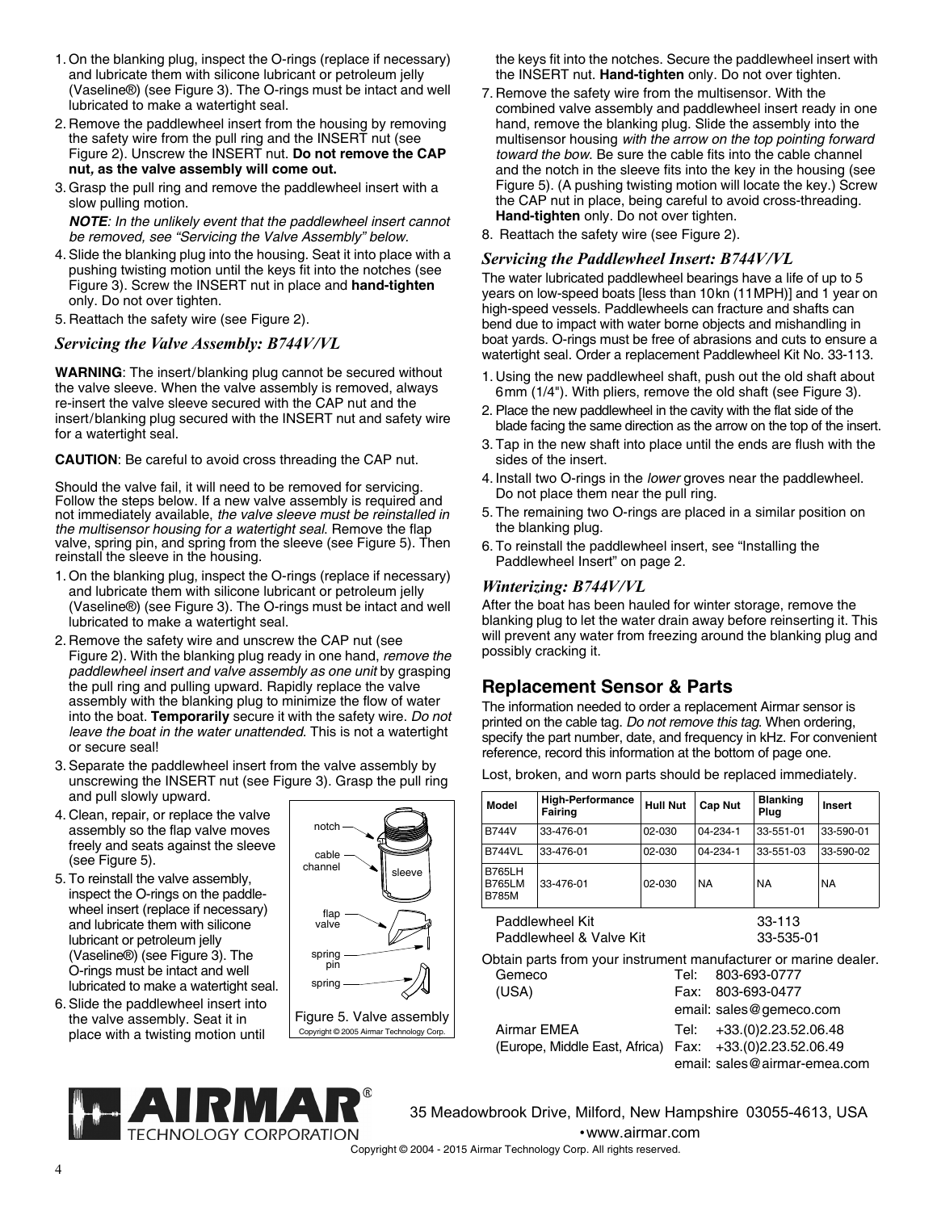1. On the blanking plug, inspect the O-rings (replace if necessary) and lubricate them with silicone lubricant or petroleum jelly (Vaseline®) (see Figure 3). The O-rings must be intact and well lubricated to make a watertight seal.
2. Remove the paddlewheel insert from the housing by removing the safety wire from the pull ring and the INSERT nut (see Figure 2). Unscrew the INSERT nut. **Do not remove the CAP nut, as the valve assembly will come out.**
3. Grasp the pull ring and remove the paddlewheel insert with a slow pulling motion.

   ***NOTE****: In the unlikely event that the paddlewheel insert cannot be removed, see “Servicing the Valve Assembly” below.*
4. Slide the blanking plug into the housing. Seat it into place with a pushing twisting motion until the keys fit into the notches (see Figure 3). Screw the INSERT nut in place and **hand-tighten** only. Do not over tighten.
5. Reattach the safety wire (see Figure 2).

### *Servicing the Valve Assembly: B744V/VL*

**WARNING**: The insert/blanking plug cannot be secured without the valve sleeve. When the valve assembly is removed, always re-insert the valve sleeve secured with the CAP nut and the insert/blanking plug secured with the INSERT nut and safety wire for a watertight seal.

**CAUTION**: Be careful to avoid cross threading the CAP nut.

Should the valve fail, it will need to be removed for servicing. Follow the steps below. If a new valve assembly is required and not immediately available, *the valve sleeve must be reinstalled in the multisensor housing for a watertight seal*. Remove the flap valve, spring pin, and spring from the sleeve (see Figure 5). Then reinstall the sleeve in the housing.

1. On the blanking plug, inspect the O-rings (replace if necessary) and lubricate them with silicone lubricant or petroleum jelly (Vaseline®) (see Figure 3). The O-rings must be intact and well lubricated to make a watertight seal.
2. Remove the safety wire and unscrew the CAP nut (see Figure 2). With the blanking plug ready in one hand, *remove the paddlewheel insert and valve assembly as one unit* by grasping the pull ring and pulling upward. Rapidly replace the valve assembly with the blanking plug to minimize the flow of water into the boat. **Temporarily** secure it with the safety wire. *Do not leave the boat in the water unattended*. This is not a watertight or secure seal!
3. Separate the paddlewheel insert from the valve assembly by unscrewing the INSERT nut (see Figure 3). Grasp the pull ring and pull slowly upward.
4. Clean, repair, or replace the valve assembly so the flap valve moves freely and seats against the sleeve (see Figure 5).
5. To reinstall the valve assembly, inspect the O-rings on the paddlewheel insert (replace if necessary) and lubricate them with silicone lubricant or petroleum jelly (Vaseline®) (see Figure 3). The O-rings must be intact and well lubricated to make a watertight seal.
6. Slide the paddlewheel insert into the valve assembly. Seat it in place with a twisting motion until the keys fit into the notches. Secure the paddlewheel insert with the INSERT nut. **Hand-tighten** only. Do not over tighten.
7. Remove the safety wire from the multisensor. With the combined valve assembly and paddlewheel insert ready in one hand, remove the blanking plug. Slide the assembly into the multisensor housing *with the arrow on the top pointing forward toward the bow*. Be sure the cable fits into the cable channel and the notch in the sleeve fits into the key in the housing (see Figure 5). (A pushing twisting motion will locate the key.) Screw the CAP nut in place, being careful to avoid cross-threading. **Hand-tighten** only. Do not over tighten.
8. Reattach the safety wire (see Figure 2).

notch
cable channel
sleeve
flap valve
spring pin
spring

Figure 5. Valve assembly
Copyright © 2005 Airmar Technology Corp.

### *Servicing the Paddlewheel Insert: B744V/VL*

The water lubricated paddlewheel bearings have a life of up to 5 years on low-speed boats [less than 10kn (11MPH)] and 1 year on high-speed vessels. Paddlewheels can fracture and shafts can bend due to impact with water borne objects and mishandling in boat yards. O-rings must be free of abrasions and cuts to ensure a watertight seal. Order a replacement Paddlewheel Kit No. 33-113.

1. Using the new paddlewheel shaft, push out the old shaft about 6mm (1/4"). With pliers, remove the old shaft (see Figure 3).
2. Place the new paddlewheel in the cavity with the flat side of the blade facing the same direction as the arrow on the top of the insert.
3. Tap in the new shaft into place until the ends are flush with the sides of the insert.
4. Install two O-rings in the *lower* groves near the paddlewheel. Do not place them near the pull ring.
5. The remaining two O-rings are placed in a similar position on the blanking plug.
6. To reinstall the paddlewheel insert, see “Installing the Paddlewheel Insert” on page 2.

### *Winterizing: B744V/VL*

After the boat has been hauled for winter storage, remove the blanking plug to let the water drain away before reinserting it. This will prevent any water from freezing around the blanking plug and possibly cracking it.

## Replacement Sensor & Parts

The information needed to order a replacement Airmar sensor is printed on the cable tag. *Do not remove this tag*. When ordering, specify the part number, date, and frequency in kHz. For convenient reference, record this information at the bottom of page one.

Lost, broken, and worn parts should be replaced immediately.

| Model | High-Performance Fairing | Hull Nut | Cap Nut | Blanking Plug | Insert |
|---|---|---|---|---|---|
| B744V | 33-476-01 | 02-030 | 04-234-1 | 33-551-01 | 33-590-01 |
| B744VL | 33-476-01 | 02-030 | 04-234-1 | 33-551-03 | 33-590-02 |
| B765LH B765LM B785M | 33-476-01 | 02-030 | NA | NA | NA |

Paddlewheel Kit 33-113
Paddlewheel & Valve Kit 33-535-01

Obtain parts from your instrument manufacturer or marine dealer.

Gemeco (USA)
Tel: 803-693-0777
Fax: 803-693-0477
email: sales@gemeco.com

Airmar EMEA (Europe, Middle East, Africa)
Tel: +33.(0)2.23.52.06.48
Fax: +33.(0)2.23.52.06.49
email: sales@airmar-emea.com

AIRMAR® TECHNOLOGY CORPORATION

35 Meadowbrook Drive, Milford, New Hampshire 03055-4613, USA
• www.airmar.com

Copyright © 2004 - 2015 Airmar Technology Corp. All rights reserved.